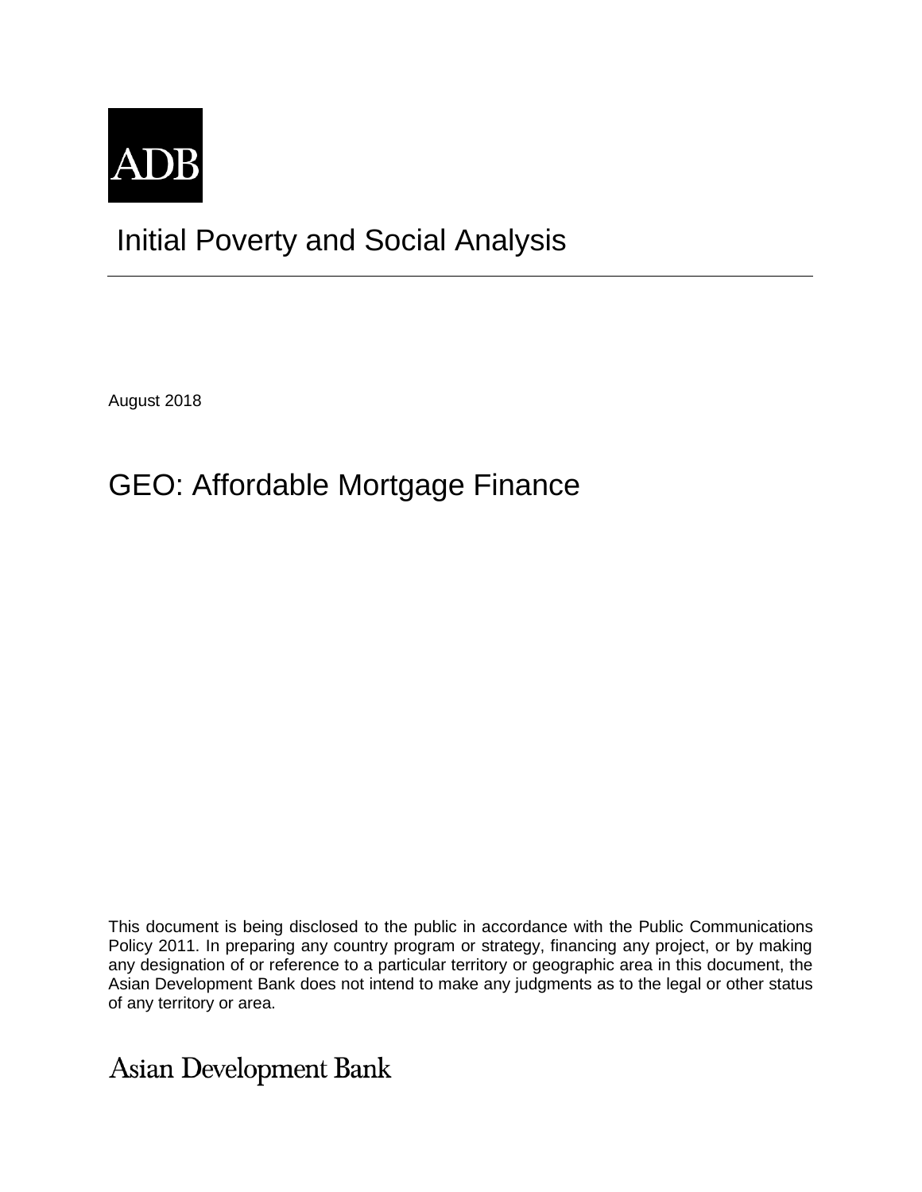ADB

# Initial Poverty and Social Analysis

August 2018

## GEO: Affordable Mortgage Finance

This document is being disclosed to the public in accordance with the Public Communications Policy 2011. In preparing any country program or strategy, financing any project, or by making any designation of or reference to a particular territory or geographic area in this document, the Asian Development Bank does not intend to make any judgments as to the legal or other status of any territory or area.

Asian Development Bank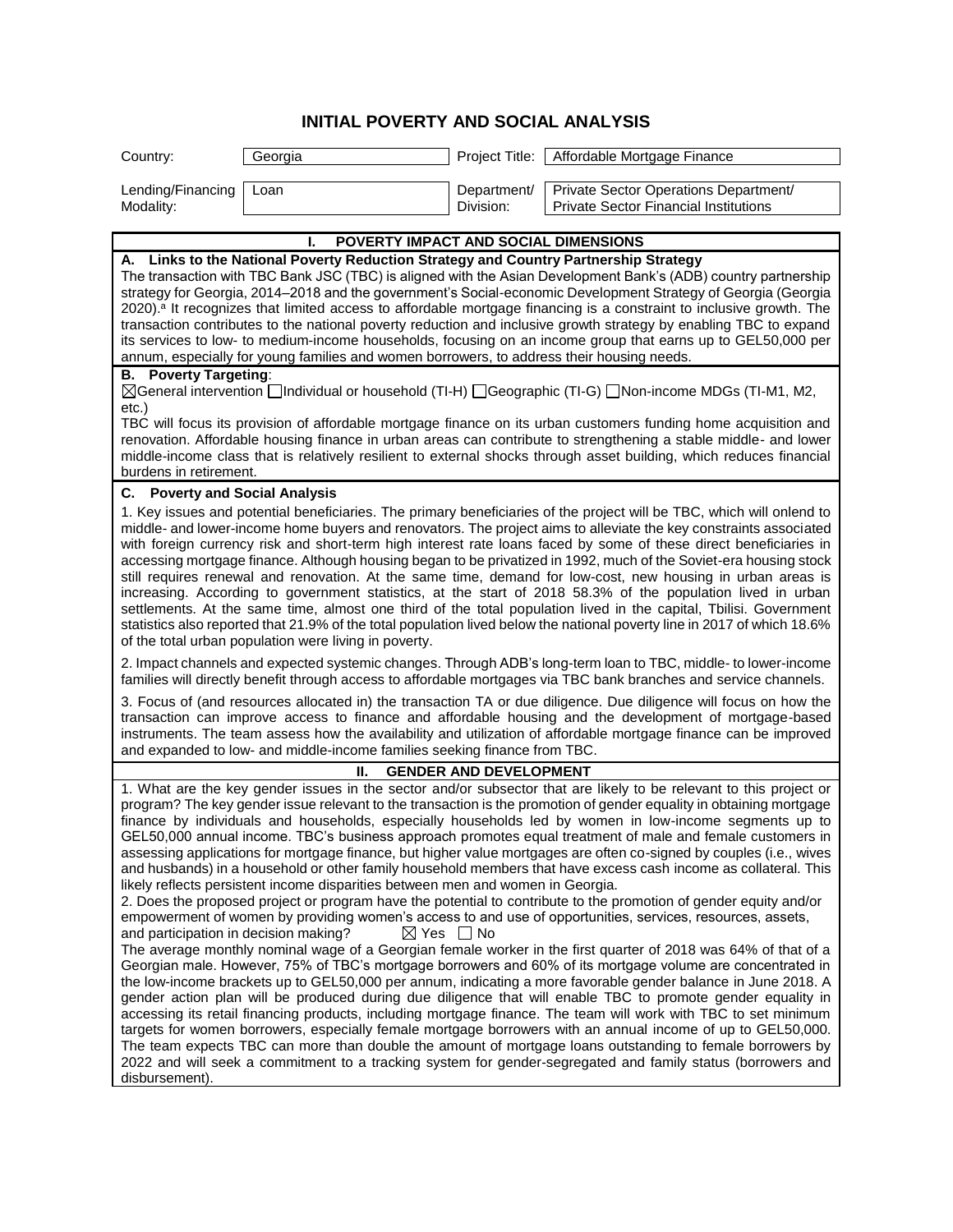# INITIAL POVERTY AND SOCIAL ANALYSIS

| Country: | Georgia | Project Title: | Affordable Mortgage Finance |
|---|---|---|---|
| Lending/Financing Modality: | Loan | Department/ Division: | Private Sector Operations Department/ Private Sector Financial Institutions |

## I. POVERTY IMPACT AND SOCIAL DIMENSIONS

**A. Links to the National Poverty Reduction Strategy and Country Partnership Strategy**

The transaction with TBC Bank JSC (TBC) is aligned with the Asian Development Bank's (ADB) country partnership strategy for Georgia, 2014–2018 and the government's Social-economic Development Strategy of Georgia (Georgia 2020).[a] It recognizes that limited access to affordable mortgage financing is a constraint to inclusive growth. The transaction contributes to the national poverty reduction and inclusive growth strategy by enabling TBC to expand its services to low- to medium-income households, focusing on an income group that earns up to GEL50,000 per annum, especially for young families and women borrowers, to address their housing needs.

**B. Poverty Targeting**:

☒General intervention ☐Individual or household (TI-H) ☐Geographic (TI-G) ☐Non-income MDGs (TI-M1, M2, etc.)

TBC will focus its provision of affordable mortgage finance on its urban customers funding home acquisition and renovation. Affordable housing finance in urban areas can contribute to strengthening a stable middle- and lower middle-income class that is relatively resilient to external shocks through asset building, which reduces financial burdens in retirement.

**C. Poverty and Social Analysis**

1. Key issues and potential beneficiaries. The primary beneficiaries of the project will be TBC, which will onlend to middle- and lower-income home buyers and renovators. The project aims to alleviate the key constraints associated with foreign currency risk and short-term high interest rate loans faced by some of these direct beneficiaries in accessing mortgage finance. Although housing began to be privatized in 1992, much of the Soviet-era housing stock still requires renewal and renovation. At the same time, demand for low-cost, new housing in urban areas is increasing. According to government statistics, at the start of 2018 58.3% of the population lived in urban settlements. At the same time, almost one third of the total population lived in the capital, Tbilisi. Government statistics also reported that 21.9% of the total population lived below the national poverty line in 2017 of which 18.6% of the total urban population were living in poverty.

2. Impact channels and expected systemic changes. Through ADB's long-term loan to TBC, middle- to lower-income families will directly benefit through access to affordable mortgages via TBC bank branches and service channels.

3. Focus of (and resources allocated in) the transaction TA or due diligence. Due diligence will focus on how the transaction can improve access to finance and affordable housing and the development of mortgage-based instruments. The team assess how the availability and utilization of affordable mortgage finance can be improved and expanded to low- and middle-income families seeking finance from TBC.

## II. GENDER AND DEVELOPMENT

1. What are the key gender issues in the sector and/or subsector that are likely to be relevant to this project or program? The key gender issue relevant to the transaction is the promotion of gender equality in obtaining mortgage finance by individuals and households, especially households led by women in low-income segments up to GEL50,000 annual income. TBC's business approach promotes equal treatment of male and female customers in assessing applications for mortgage finance, but higher value mortgages are often co-signed by couples (i.e., wives and husbands) in a household or other family household members that have excess cash income as collateral. This likely reflects persistent income disparities between men and women in Georgia.

2. Does the proposed project or program have the potential to contribute to the promotion of gender equity and/or empowerment of women by providing women's access to and use of opportunities, services, resources, assets, and participation in decision making? ☒ Yes ☐ No

The average monthly nominal wage of a Georgian female worker in the first quarter of 2018 was 64% of that of a Georgian male. However, 75% of TBC's mortgage borrowers and 60% of its mortgage volume are concentrated in the low-income brackets up to GEL50,000 per annum, indicating a more favorable gender balance in June 2018. A gender action plan will be produced during due diligence that will enable TBC to promote gender equality in accessing its retail financing products, including mortgage finance. The team will work with TBC to set minimum targets for women borrowers, especially female mortgage borrowers with an annual income of up to GEL50,000. The team expects TBC can more than double the amount of mortgage loans outstanding to female borrowers by 2022 and will seek a commitment to a tracking system for gender-segregated and family status (borrowers and disbursement).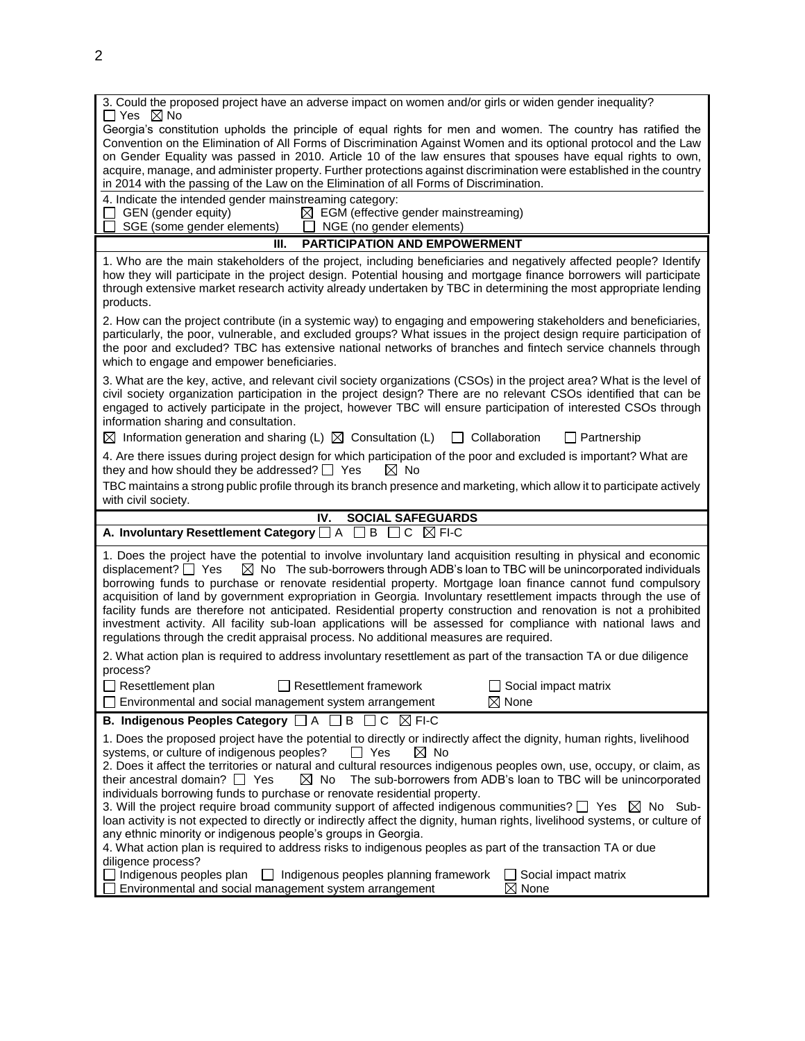3. Could the proposed project have an adverse impact on women and/or girls or widen gender inequality?
☐ Yes ☒ No

Georgia's constitution upholds the principle of equal rights for men and women. The country has ratified the Convention on the Elimination of All Forms of Discrimination Against Women and its optional protocol and the Law on Gender Equality was passed in 2010. Article 10 of the law ensures that spouses have equal rights to own, acquire, manage, and administer property. Further protections against discrimination were established in the country in 2014 with the passing of the Law on the Elimination of all Forms of Discrimination.

4. Indicate the intended gender mainstreaming category:
☐ GEN (gender equity) ☒ EGM (effective gender mainstreaming)
☐ SGE (some gender elements) ☐ NGE (no gender elements)

## III. PARTICIPATION AND EMPOWERMENT

1. Who are the main stakeholders of the project, including beneficiaries and negatively affected people? Identify how they will participate in the project design. Potential housing and mortgage finance borrowers will participate through extensive market research activity already undertaken by TBC in determining the most appropriate lending products.

2. How can the project contribute (in a systemic way) to engaging and empowering stakeholders and beneficiaries, particularly, the poor, vulnerable, and excluded groups? What issues in the project design require participation of the poor and excluded? TBC has extensive national networks of branches and fintech service channels through which to engage and empower beneficiaries.

3. What are the key, active, and relevant civil society organizations (CSOs) in the project area? What is the level of civil society organization participation in the project design? There are no relevant CSOs identified that can be engaged to actively participate in the project, however TBC will ensure participation of interested CSOs through information sharing and consultation.

☒ Information generation and sharing (L) ☒ Consultation (L) ☐ Collaboration ☐ Partnership

4. Are there issues during project design for which participation of the poor and excluded is important? What are they and how should they be addressed? ☐ Yes ☒ No

TBC maintains a strong public profile through its branch presence and marketing, which allow it to participate actively with civil society.

## IV. SOCIAL SAFEGUARDS

**A. Involuntary Resettlement Category** ☐ A ☐ B ☐ C ☒ FI-C

1. Does the project have the potential to involve involuntary land acquisition resulting in physical and economic displacement? ☐ Yes ☒ No The sub-borrowers through ADB's loan to TBC will be unincorporated individuals borrowing funds to purchase or renovate residential property. Mortgage loan finance cannot fund compulsory acquisition of land by government expropriation in Georgia. Involuntary resettlement impacts through the use of facility funds are therefore not anticipated. Residential property construction and renovation is not a prohibited investment activity. All facility sub-loan applications will be assessed for compliance with national laws and regulations through the credit appraisal process. No additional measures are required.

2. What action plan is required to address involuntary resettlement as part of the transaction TA or due diligence process?

☐ Resettlement plan ☐ Resettlement framework ☐ Social impact matrix
☐ Environmental and social management system arrangement ☒ None

**B. Indigenous Peoples Category** ☐ A ☐ B ☐ C ☒ FI-C

1. Does the proposed project have the potential to directly or indirectly affect the dignity, human rights, livelihood systems, or culture of indigenous peoples? ☐ Yes ☒ No

2. Does it affect the territories or natural and cultural resources indigenous peoples own, use, occupy, or claim, as their ancestral domain? ☐ Yes ☒ No The sub-borrowers from ADB's loan to TBC will be unincorporated individuals borrowing funds to purchase or renovate residential property.

3. Will the project require broad community support of affected indigenous communities? ☐ Yes ☒ No Sub-loan activity is not expected to directly or indirectly affect the dignity, human rights, livelihood systems, or culture of any ethnic minority or indigenous people's groups in Georgia.

4. What action plan is required to address risks to indigenous peoples as part of the transaction TA or due diligence process?

☐ Indigenous peoples plan ☐ Indigenous peoples planning framework ☐ Social impact matrix
☐ Environmental and social management system arrangement ☒ None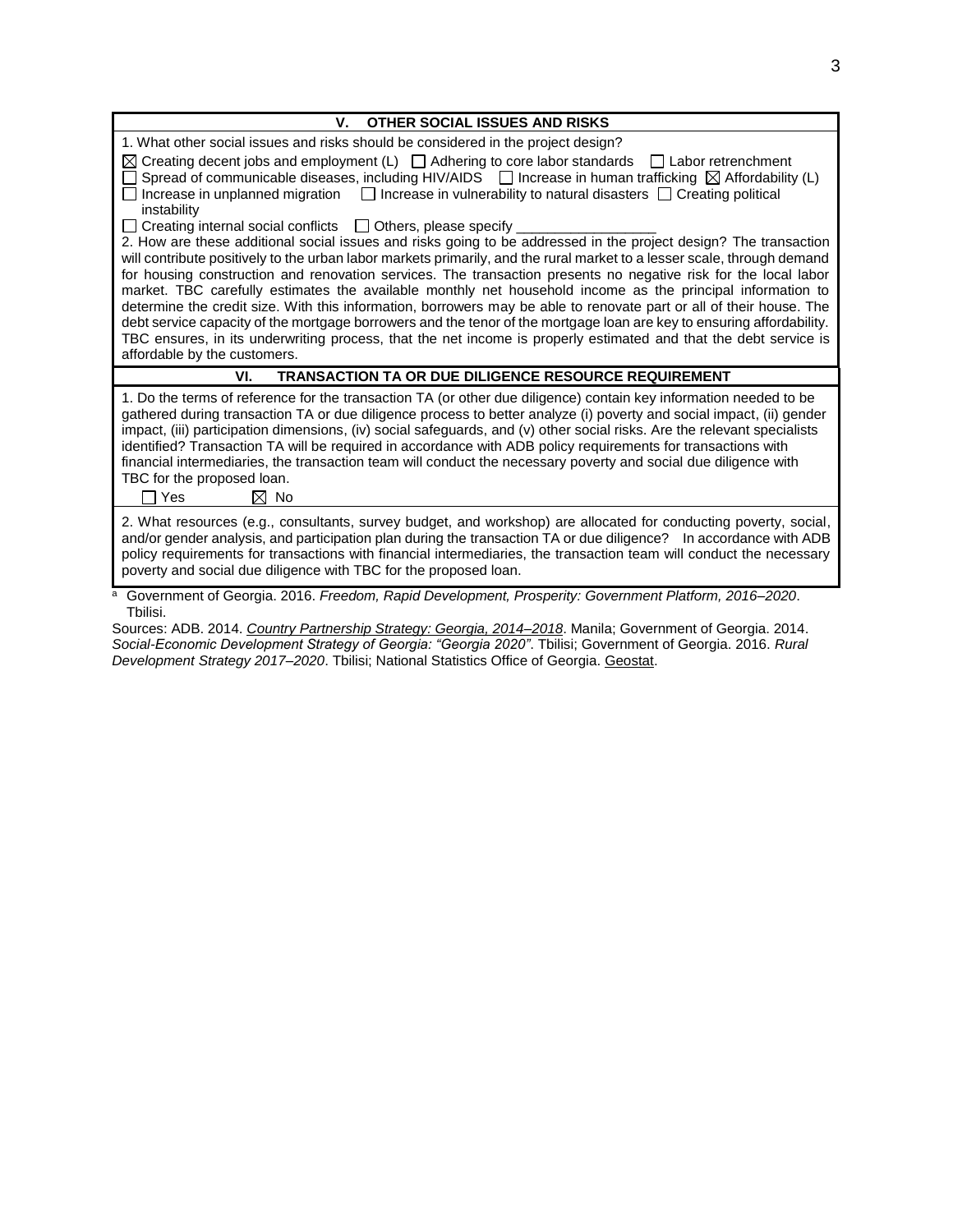## V. OTHER SOCIAL ISSUES AND RISKS

1. What other social issues and risks should be considered in the project design?

☒ Creating decent jobs and employment (L) ☐ Adhering to core labor standards ☐ Labor retrenchment
☐ Spread of communicable diseases, including HIV/AIDS ☐ Increase in human trafficking ☒ Affordability (L)
☐ Increase in unplanned migration ☐ Increase in vulnerability to natural disasters ☐ Creating political instability
☐ Creating internal social conflicts ☐ Others, please specify _________________

2. How are these additional social issues and risks going to be addressed in the project design? The transaction will contribute positively to the urban labor markets primarily, and the rural market to a lesser scale, through demand for housing construction and renovation services. The transaction presents no negative risk for the local labor market. TBC carefully estimates the available monthly net household income as the principal information to determine the credit size. With this information, borrowers may be able to renovate part or all of their house. The debt service capacity of the mortgage borrowers and the tenor of the mortgage loan are key to ensuring affordability. TBC ensures, in its underwriting process, that the net income is properly estimated and that the debt service is affordable by the customers.

## VI. TRANSACTION TA OR DUE DILIGENCE RESOURCE REQUIREMENT

1. Do the terms of reference for the transaction TA (or other due diligence) contain key information needed to be gathered during transaction TA or due diligence process to better analyze (i) poverty and social impact, (ii) gender impact, (iii) participation dimensions, (iv) social safeguards, and (v) other social risks. Are the relevant specialists identified? Transaction TA will be required in accordance with ADB policy requirements for transactions with financial intermediaries, the transaction team will conduct the necessary poverty and social due diligence with TBC for the proposed loan.

☐ Yes ☒ No

2. What resources (e.g., consultants, survey budget, and workshop) are allocated for conducting poverty, social, and/or gender analysis, and participation plan during the transaction TA or due diligence? In accordance with ADB policy requirements for transactions with financial intermediaries, the transaction team will conduct the necessary poverty and social due diligence with TBC for the proposed loan.

[a] Government of Georgia. 2016. *Freedom, Rapid Development, Prosperity: Government Platform, 2016–2020*. Tbilisi.

Sources: ADB. 2014. *Country Partnership Strategy: Georgia, 2014–2018*. Manila; Government of Georgia. 2014. *Social-Economic Development Strategy of Georgia: "Georgia 2020"*. Tbilisi; Government of Georgia. 2016. *Rural Development Strategy 2017–2020*. Tbilisi; National Statistics Office of Georgia. Geostat.